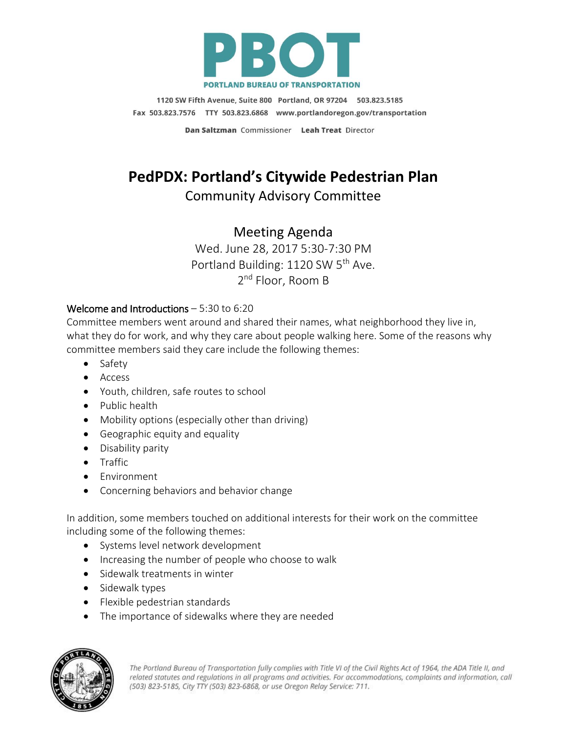PBOT
PORTLAND BUREAU OF TRANSPORTATION

1120 SW Fifth Avenue, Suite 800 Portland, OR 97204 503.823.5185
Fax 503.823.7576 TTY 503.823.6868 www.portlandoregon.gov/transportation

**Dan Saltzman** Commissioner **Leah Treat** Director

# PedPDX: Portland's Citywide Pedestrian Plan

## Community Advisory Committee

## Meeting Agenda

Wed. June 28, 2017 5:30-7:30 PM
Portland Building: 1120 SW 5th Ave.
2nd Floor, Room B

### Welcome and Introductions – 5:30 to 6:20

Committee members went around and shared their names, what neighborhood they live in, what they do for work, and why they care about people walking here. Some of the reasons why committee members said they care include the following themes:

- Safety
- Access
- Youth, children, safe routes to school
- Public health
- Mobility options (especially other than driving)
- Geographic equity and equality
- Disability parity
- Traffic
- Environment
- Concerning behaviors and behavior change

In addition, some members touched on additional interests for their work on the committee including some of the following themes:

- Systems level network development
- Increasing the number of people who choose to walk
- Sidewalk treatments in winter
- Sidewalk types
- Flexible pedestrian standards
- The importance of sidewalks where they are needed

*The Portland Bureau of Transportation fully complies with Title VI of the Civil Rights Act of 1964, the ADA Title II, and related statutes and regulations in all programs and activities. For accommodations, complaints and information, call (503) 823-5185, City TTY (503) 823-6868, or use Oregon Relay Service: 711.*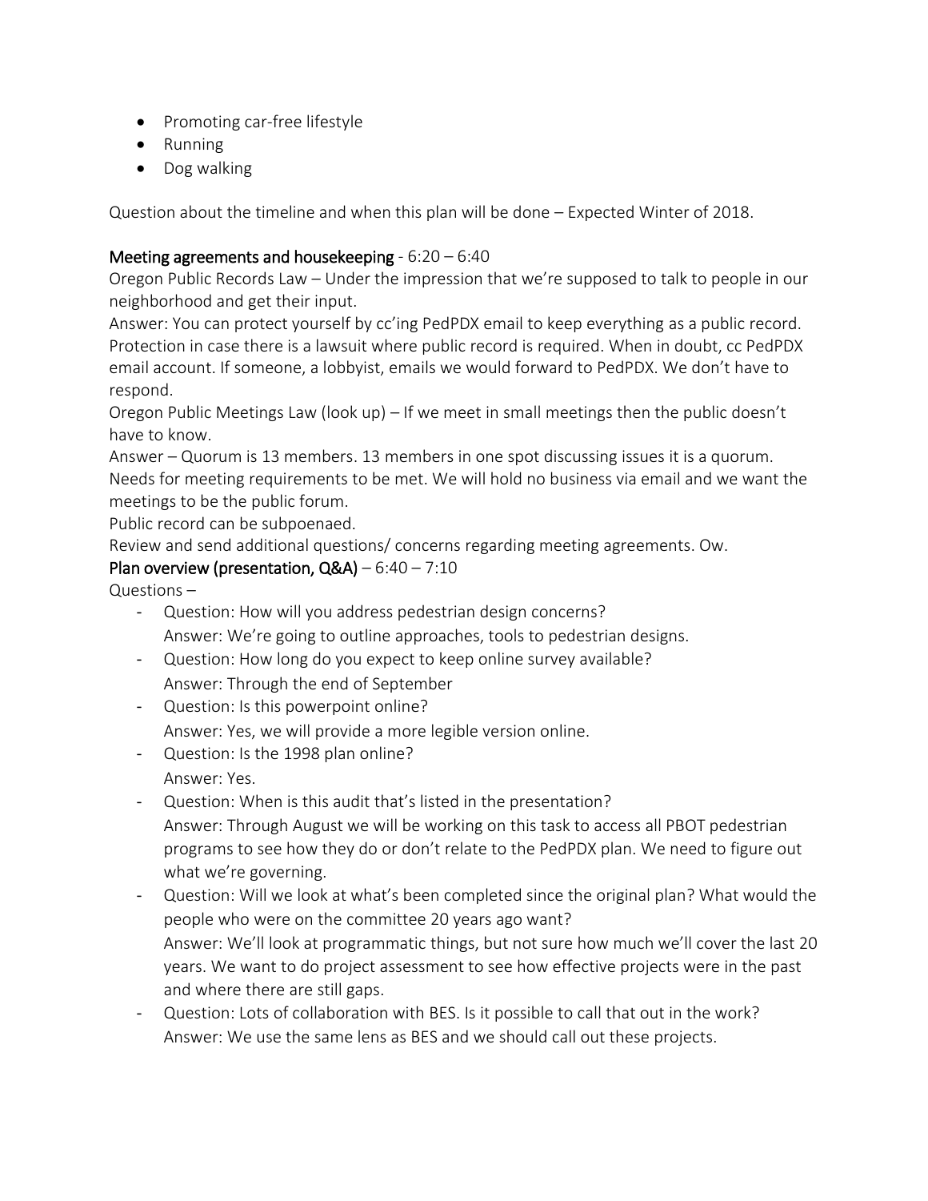- Promoting car-free lifestyle
- Running
- Dog walking

Question about the timeline and when this plan will be done – Expected Winter of 2018.

**Meeting agreements and housekeeping** - 6:20 – 6:40

Oregon Public Records Law – Under the impression that we're supposed to talk to people in our neighborhood and get their input.

Answer: You can protect yourself by cc'ing PedPDX email to keep everything as a public record. Protection in case there is a lawsuit where public record is required. When in doubt, cc PedPDX email account. If someone, a lobbyist, emails we would forward to PedPDX. We don't have to respond.

Oregon Public Meetings Law (look up) – If we meet in small meetings then the public doesn't have to know.

Answer – Quorum is 13 members. 13 members in one spot discussing issues it is a quorum. Needs for meeting requirements to be met. We will hold no business via email and we want the meetings to be the public forum.

Public record can be subpoenaed.

Review and send additional questions/ concerns regarding meeting agreements. Ow.

**Plan overview (presentation, Q&A)** – 6:40 – 7:10

Questions –

- Question: How will you address pedestrian design concerns?
  Answer: We're going to outline approaches, tools to pedestrian designs.
- Question: How long do you expect to keep online survey available?
  Answer: Through the end of September
- Question: Is this powerpoint online?
  Answer: Yes, we will provide a more legible version online.
- Question: Is the 1998 plan online?
  Answer: Yes.
- Question: When is this audit that's listed in the presentation?
  Answer: Through August we will be working on this task to access all PBOT pedestrian programs to see how they do or don't relate to the PedPDX plan. We need to figure out what we're governing.
- Question: Will we look at what's been completed since the original plan? What would the people who were on the committee 20 years ago want?
  Answer: We'll look at programmatic things, but not sure how much we'll cover the last 20 years. We want to do project assessment to see how effective projects were in the past and where there are still gaps.
- Question: Lots of collaboration with BES. Is it possible to call that out in the work?
  Answer: We use the same lens as BES and we should call out these projects.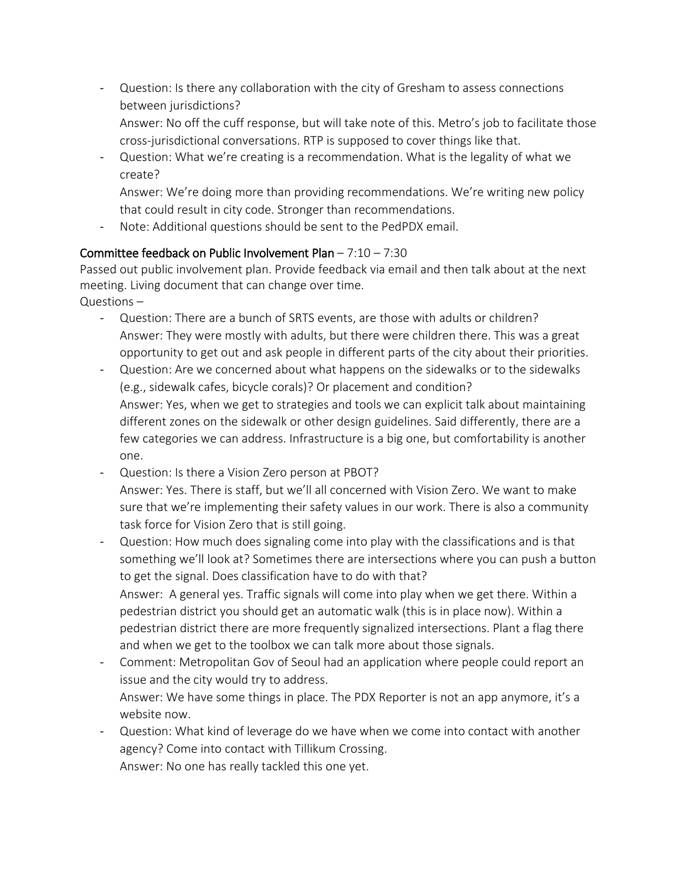- Question: Is there any collaboration with the city of Gresham to assess connections between jurisdictions?
  Answer: No off the cuff response, but will take note of this. Metro's job to facilitate those cross-jurisdictional conversations. RTP is supposed to cover things like that.
- Question: What we're creating is a recommendation. What is the legality of what we create?
  Answer: We're doing more than providing recommendations. We're writing new policy that could result in city code. Stronger than recommendations.
- Note: Additional questions should be sent to the PedPDX email.

## Committee feedback on Public Involvement Plan – 7:10 – 7:30

Passed out public involvement plan. Provide feedback via email and then talk about at the next meeting. Living document that can change over time.

Questions –

- Question: There are a bunch of SRTS events, are those with adults or children?
  Answer: They were mostly with adults, but there were children there. This was a great opportunity to get out and ask people in different parts of the city about their priorities.
- Question: Are we concerned about what happens on the sidewalks or to the sidewalks (e.g., sidewalk cafes, bicycle corals)? Or placement and condition?
  Answer: Yes, when we get to strategies and tools we can explicit talk about maintaining different zones on the sidewalk or other design guidelines. Said differently, there are a few categories we can address. Infrastructure is a big one, but comfortability is another one.
- Question: Is there a Vision Zero person at PBOT?
  Answer: Yes. There is staff, but we'll all concerned with Vision Zero. We want to make sure that we're implementing their safety values in our work. There is also a community task force for Vision Zero that is still going.
- Question: How much does signaling come into play with the classifications and is that something we'll look at? Sometimes there are intersections where you can push a button to get the signal. Does classification have to do with that?
  Answer: A general yes. Traffic signals will come into play when we get there. Within a pedestrian district you should get an automatic walk (this is in place now). Within a pedestrian district there are more frequently signalized intersections. Plant a flag there and when we get to the toolbox we can talk more about those signals.
- Comment: Metropolitan Gov of Seoul had an application where people could report an issue and the city would try to address.
  Answer: We have some things in place. The PDX Reporter is not an app anymore, it's a website now.
- Question: What kind of leverage do we have when we come into contact with another agency? Come into contact with Tillikum Crossing.
  Answer: No one has really tackled this one yet.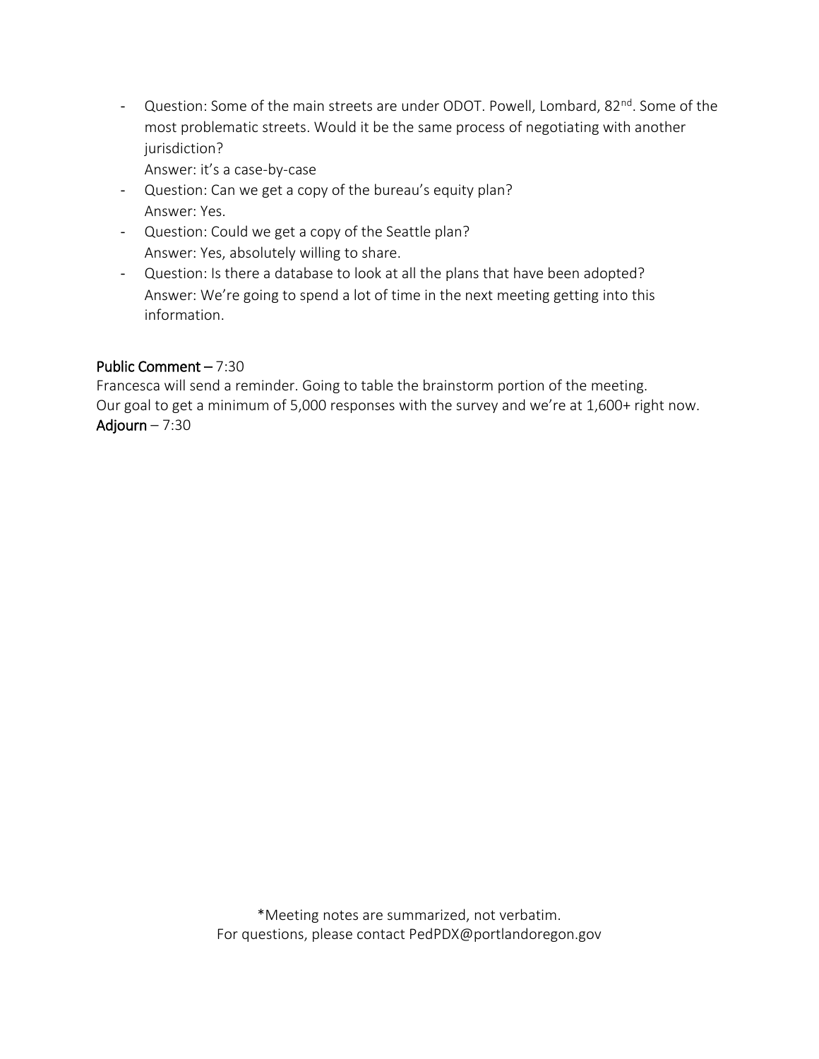- Question: Some of the main streets are under ODOT. Powell, Lombard, 82nd. Some of the most problematic streets. Would it be the same process of negotiating with another jurisdiction?
  Answer: it's a case-by-case
- Question: Can we get a copy of the bureau's equity plan?
  Answer: Yes.
- Question: Could we get a copy of the Seattle plan?
  Answer: Yes, absolutely willing to share.
- Question: Is there a database to look at all the plans that have been adopted?
  Answer: We're going to spend a lot of time in the next meeting getting into this information.

**Public Comment** – 7:30
Francesca will send a reminder. Going to table the brainstorm portion of the meeting.
Our goal to get a minimum of 5,000 responses with the survey and we're at 1,600+ right now.
**Adjourn** – 7:30

*Meeting notes are summarized, not verbatim.
For questions, please contact PedPDX@portlandoregon.gov